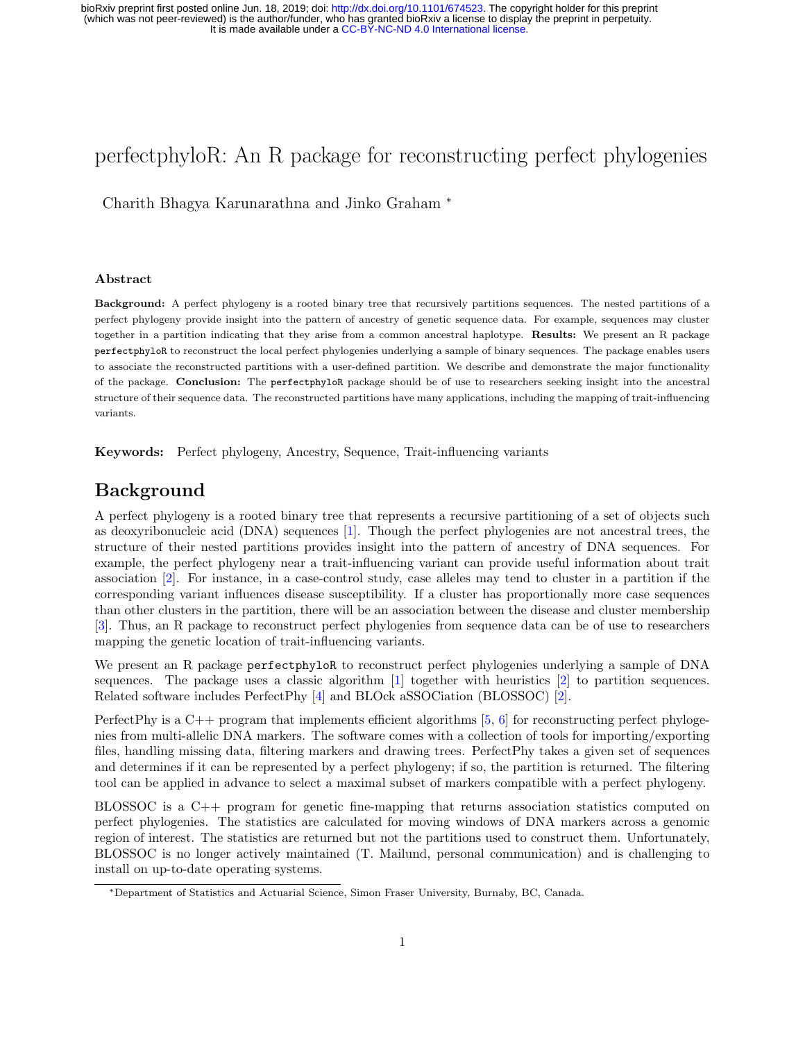# perfectphyloR: An R package for reconstructing perfect phylogenies

Charith Bhagya Karunarathna and Jinko Graham *

## Abstract

**Background:** A perfect phylogeny is a rooted binary tree that recursively partitions sequences. The nested partitions of a perfect phylogeny provide insight into the pattern of ancestry of genetic sequence data. For example, sequences may cluster together in a partition indicating that they arise from a common ancestral haplotype. **Results:** We present an R package `perfectphyloR` to reconstruct the local perfect phylogenies underlying a sample of binary sequences. The package enables users to associate the reconstructed partitions with a user-defined partition. We describe and demonstrate the major functionality of the package. **Conclusion:** The `perfectphyloR` package should be of use to researchers seeking insight into the ancestral structure of their sequence data. The reconstructed partitions have many applications, including the mapping of trait-influencing variants.

**Keywords:** Perfect phylogeny, Ancestry, Sequence, Trait-influencing variants

## Background

A perfect phylogeny is a rooted binary tree that represents a recursive partitioning of a set of objects such as deoxyribonucleic acid (DNA) sequences [1]. Though the perfect phylogenies are not ancestral trees, the structure of their nested partitions provides insight into the pattern of ancestry of DNA sequences. For example, the perfect phylogeny near a trait-influencing variant can provide useful information about trait association [2]. For instance, in a case-control study, case alleles may tend to cluster in a partition if the corresponding variant influences disease susceptibility. If a cluster has proportionally more case sequences than other clusters in the partition, there will be an association between the disease and cluster membership [3]. Thus, an R package to reconstruct perfect phylogenies from sequence data can be of use to researchers mapping the genetic location of trait-influencing variants.

We present an R package `perfectphyloR` to reconstruct perfect phylogenies underlying a sample of DNA sequences. The package uses a classic algorithm [1] together with heuristics [2] to partition sequences. Related software includes PerfectPhy [4] and BLOck aSSOCiation (BLOSSOC) [2].

PerfectPhy is a C++ program that implements efficient algorithms [5, 6] for reconstructing perfect phylogenies from multi-allelic DNA markers. The software comes with a collection of tools for importing/exporting files, handling missing data, filtering markers and drawing trees. PerfectPhy takes a given set of sequences and determines if it can be represented by a perfect phylogeny; if so, the partition is returned. The filtering tool can be applied in advance to select a maximal subset of markers compatible with a perfect phylogeny.

BLOSSOC is a C++ program for genetic fine-mapping that returns association statistics computed on perfect phylogenies. The statistics are calculated for moving windows of DNA markers across a genomic region of interest. The statistics are returned but not the partitions used to construct them. Unfortunately, BLOSSOC is no longer actively maintained (T. Mailund, personal communication) and is challenging to install on up-to-date operating systems.

*Department of Statistics and Actuarial Science, Simon Fraser University, Burnaby, BC, Canada.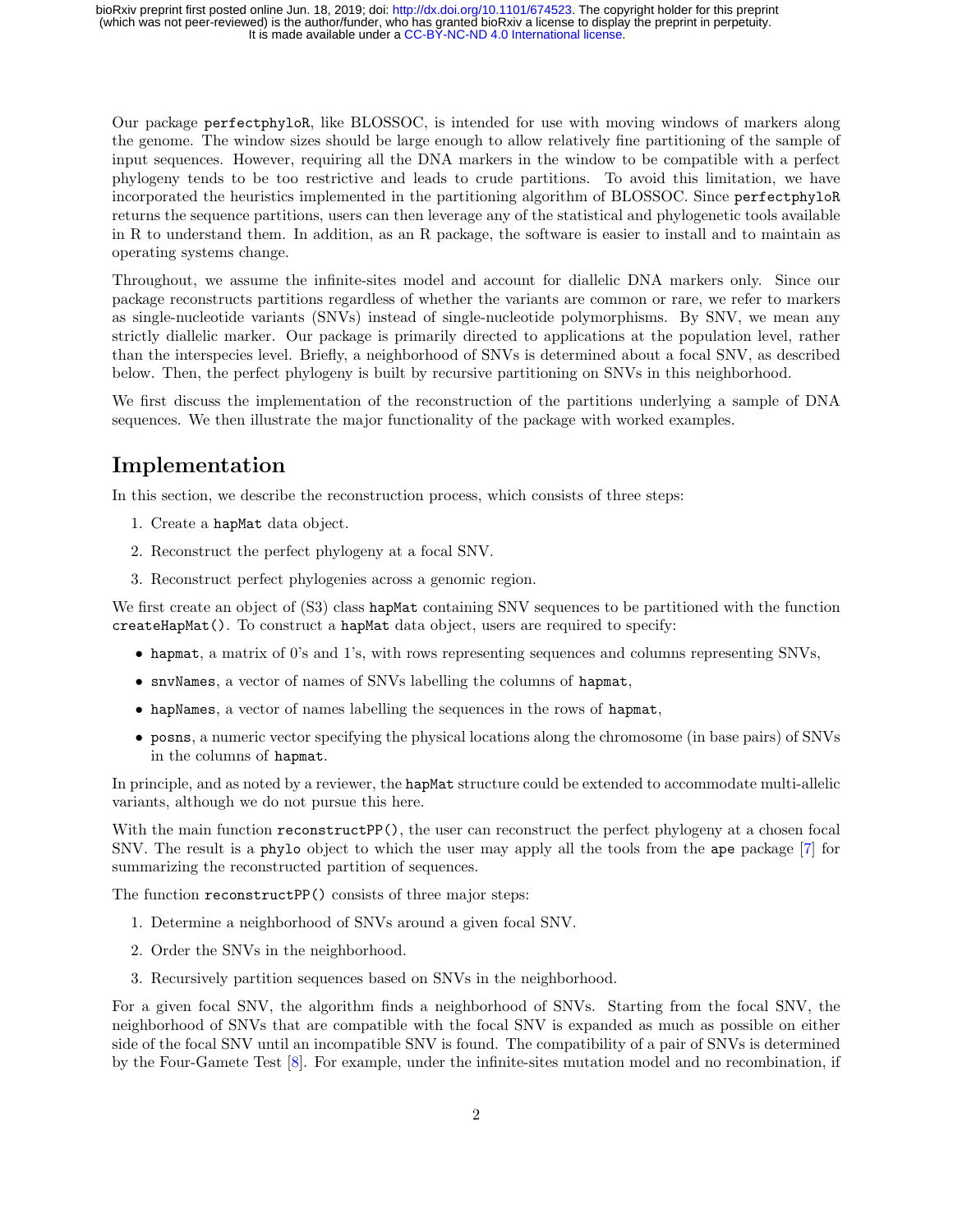Our package `perfectphyloR`, like BLOSSOC, is intended for use with moving windows of markers along the genome. The window sizes should be large enough to allow relatively fine partitioning of the sample of input sequences. However, requiring all the DNA markers in the window to be compatible with a perfect phylogeny tends to be too restrictive and leads to crude partitions. To avoid this limitation, we have incorporated the heuristics implemented in the partitioning algorithm of BLOSSOC. Since `perfectphyloR` returns the sequence partitions, users can then leverage any of the statistical and phylogenetic tools available in R to understand them. In addition, as an R package, the software is easier to install and to maintain as operating systems change.

Throughout, we assume the infinite-sites model and account for diallelic DNA markers only. Since our package reconstructs partitions regardless of whether the variants are common or rare, we refer to markers as single-nucleotide variants (SNVs) instead of single-nucleotide polymorphisms. By SNV, we mean any strictly diallelic marker. Our package is primarily directed to applications at the population level, rather than the interspecies level. Briefly, a neighborhood of SNVs is determined about a focal SNV, as described below. Then, the perfect phylogeny is built by recursive partitioning on SNVs in this neighborhood.

We first discuss the implementation of the reconstruction of the partitions underlying a sample of DNA sequences. We then illustrate the major functionality of the package with worked examples.

## Implementation

In this section, we describe the reconstruction process, which consists of three steps:

1. Create a `hapMat` data object.
2. Reconstruct the perfect phylogeny at a focal SNV.
3. Reconstruct perfect phylogenies across a genomic region.

We first create an object of (S3) class `hapMat` containing SNV sequences to be partitioned with the function `createHapMat()`. To construct a `hapMat` data object, users are required to specify:

- `hapmat`, a matrix of 0's and 1's, with rows representing sequences and columns representing SNVs,
- `snvNames`, a vector of names of SNVs labelling the columns of `hapmat`,
- `hapNames`, a vector of names labelling the sequences in the rows of `hapmat`,
- `posns`, a numeric vector specifying the physical locations along the chromosome (in base pairs) of SNVs in the columns of `hapmat`.

In principle, and as noted by a reviewer, the `hapMat` structure could be extended to accommodate multi-allelic variants, although we do not pursue this here.

With the main function `reconstructPP()`, the user can reconstruct the perfect phylogeny at a chosen focal SNV. The result is a `phylo` object to which the user may apply all the tools from the `ape` package [7] for summarizing the reconstructed partition of sequences.

The function `reconstructPP()` consists of three major steps:

1. Determine a neighborhood of SNVs around a given focal SNV.
2. Order the SNVs in the neighborhood.
3. Recursively partition sequences based on SNVs in the neighborhood.

For a given focal SNV, the algorithm finds a neighborhood of SNVs. Starting from the focal SNV, the neighborhood of SNVs that are compatible with the focal SNV is expanded as much as possible on either side of the focal SNV until an incompatible SNV is found. The compatibility of a pair of SNVs is determined by the Four-Gamete Test [8]. For example, under the infinite-sites mutation model and no recombination, if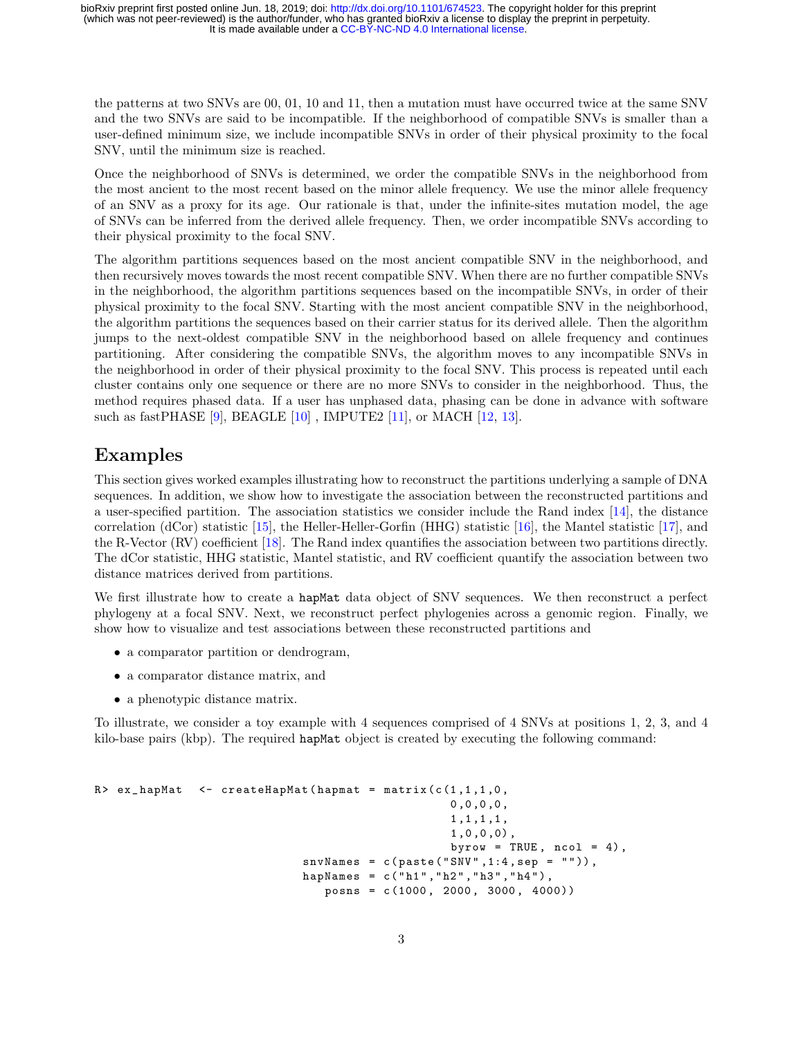the patterns at two SNVs are 00, 01, 10 and 11, then a mutation must have occurred twice at the same SNV and the two SNVs are said to be incompatible. If the neighborhood of compatible SNVs is smaller than a user-defined minimum size, we include incompatible SNVs in order of their physical proximity to the focal SNV, until the minimum size is reached.

Once the neighborhood of SNVs is determined, we order the compatible SNVs in the neighborhood from the most ancient to the most recent based on the minor allele frequency. We use the minor allele frequency of an SNV as a proxy for its age. Our rationale is that, under the infinite-sites mutation model, the age of SNVs can be inferred from the derived allele frequency. Then, we order incompatible SNVs according to their physical proximity to the focal SNV.

The algorithm partitions sequences based on the most ancient compatible SNV in the neighborhood, and then recursively moves towards the most recent compatible SNV. When there are no further compatible SNVs in the neighborhood, the algorithm partitions sequences based on the incompatible SNVs, in order of their physical proximity to the focal SNV. Starting with the most ancient compatible SNV in the neighborhood, the algorithm partitions the sequences based on their carrier status for its derived allele. Then the algorithm jumps to the next-oldest compatible SNV in the neighborhood based on allele frequency and continues partitioning. After considering the compatible SNVs, the algorithm moves to any incompatible SNVs in the neighborhood in order of their physical proximity to the focal SNV. This process is repeated until each cluster contains only one sequence or there are no more SNVs to consider in the neighborhood. Thus, the method requires phased data. If a user has unphased data, phasing can be done in advance with software such as fastPHASE [9], BEAGLE [10] , IMPUTE2 [11], or MACH [12, 13].

# Examples

This section gives worked examples illustrating how to reconstruct the partitions underlying a sample of DNA sequences. In addition, we show how to investigate the association between the reconstructed partitions and a user-specified partition. The association statistics we consider include the Rand index [14], the distance correlation (dCor) statistic [15], the Heller-Heller-Gorfin (HHG) statistic [16], the Mantel statistic [17], and the R-Vector (RV) coefficient [18]. The Rand index quantifies the association between two partitions directly. The dCor statistic, HHG statistic, Mantel statistic, and RV coefficient quantify the association between two distance matrices derived from partitions.

We first illustrate how to create a `hapMat` data object of SNV sequences. We then reconstruct a perfect phylogeny at a focal SNV. Next, we reconstruct perfect phylogenies across a genomic region. Finally, we show how to visualize and test associations between these reconstructed partitions and

- a comparator partition or dendrogram,
- a comparator distance matrix, and
- a phenotypic distance matrix.

To illustrate, we consider a toy example with 4 sequences comprised of 4 SNVs at positions 1, 2, 3, and 4 kilo-base pairs (kbp). The required `hapMat` object is created by executing the following command:

```
R> ex_hapMat  <- createHapMat(hapmat = matrix(c(1,1,1,0,
                                                0,0,0,0,
                                                1,1,1,1,
                                                1,0,0,0),
                                                byrow = TRUE, ncol = 4),
                              snvNames = c(paste("SNV",1:4,sep = "")),
                              hapNames = c("h1","h2","h3","h4"),
                                 posns = c(1000, 2000, 3000, 4000))
```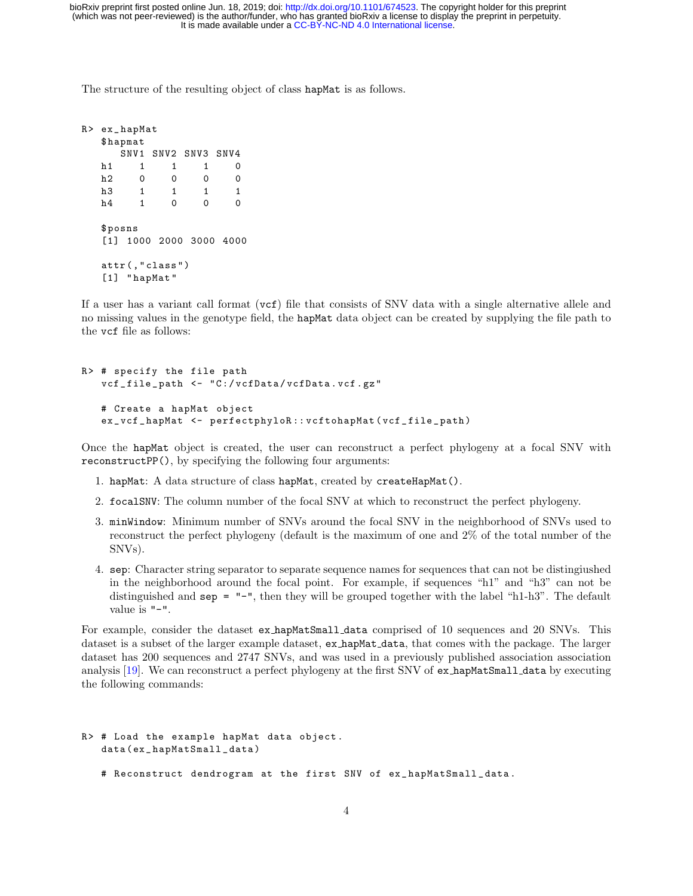The structure of the resulting object of class hapMat is as follows.

```
R> ex_hapMat
   $hapmat
      SNV1 SNV2 SNV3 SNV4
   h1    1    1    1    0
   h2    0    0    0    0
   h3    1    1    1    1
   h4    1    0    0    0

   $posns
   [1] 1000 2000 3000 4000

   attr(,"class")
   [1] "hapMat"
```

If a user has a variant call format (vcf) file that consists of SNV data with a single alternative allele and no missing values in the genotype field, the hapMat data object can be created by supplying the file path to the vcf file as follows:

```
R> # specify the file path
   vcf_file_path <- "C:/vcfData/vcfData.vcf.gz"

   # Create a hapMat object
   ex_vcf_hapMat <- perfectphyloR::vcftohapMat(vcf_file_path)
```

Once the hapMat object is created, the user can reconstruct a perfect phylogeny at a focal SNV with reconstructPP(), by specifying the following four arguments:

1. hapMat: A data structure of class hapMat, created by createHapMat().
2. focalSNV: The column number of the focal SNV at which to reconstruct the perfect phylogeny.
3. minWindow: Minimum number of SNVs around the focal SNV in the neighborhood of SNVs used to reconstruct the perfect phylogeny (default is the maximum of one and 2% of the total number of the SNVs).
4. sep: Character string separator to separate sequence names for sequences that can not be distingiushed in the neighborhood around the focal point. For example, if sequences "h1" and "h3" can not be distinguished and sep = "-", then they will be grouped together with the label "h1-h3". The default value is "-".

For example, consider the dataset ex_hapMatSmall_data comprised of 10 sequences and 20 SNVs. This dataset is a subset of the larger example dataset, ex_hapMat_data, that comes with the package. The larger dataset has 200 sequences and 2747 SNVs, and was used in a previously published association association analysis [19]. We can reconstruct a perfect phylogeny at the first SNV of ex_hapMatSmall_data by executing the following commands:

```
R> # Load the example hapMat data object.
   data(ex_hapMatSmall_data)

   # Reconstruct dendrogram at the first SNV of ex_hapMatSmall_data.
```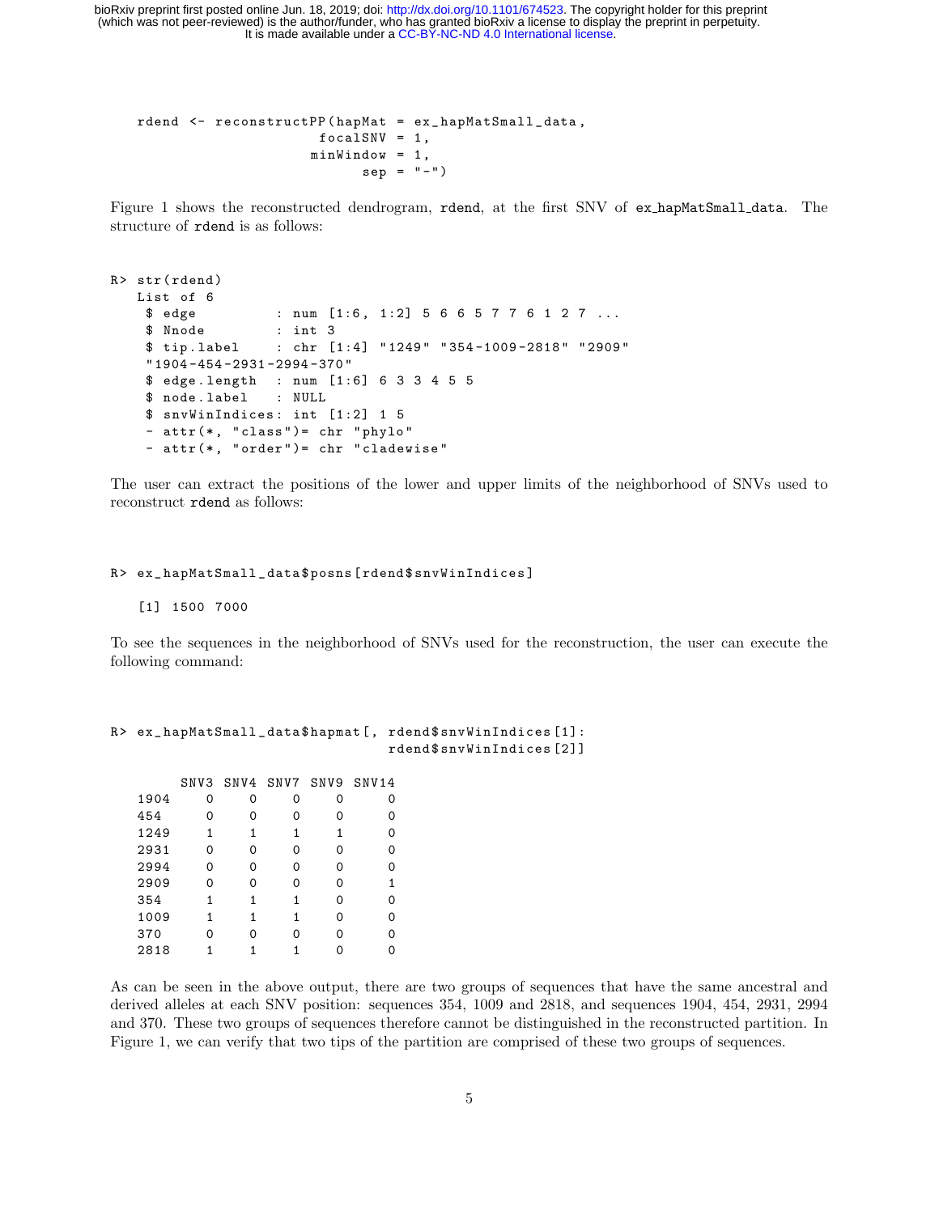```
rdend <- reconstructPP(hapMat = ex_hapMatSmall_data,
                        focalSNV = 1,
                       minWindow = 1,
                             sep = "-")
```

Figure 1 shows the reconstructed dendrogram, rdend, at the first SNV of ex_hapMatSmall_data. The structure of rdend is as follows:

```
R> str(rdend)
   List of 6
    $ edge          : num [1:6, 1:2] 5 6 6 5 7 7 6 1 2 7 ...
    $ Nnode         : int 3
    $ tip.label     : chr [1:4] "1249" "354-1009-2818" "2909"
    "1904-454-2931-2994-370"
    $ edge.length  : num [1:6] 6 3 3 4 5 5
    $ node.label    : NULL
    $ snvWinIndices: int [1:2] 1 5
    - attr(*, "class")= chr "phylo"
    - attr(*, "order")= chr "cladewise"
```

The user can extract the positions of the lower and upper limits of the neighborhood of SNVs used to reconstruct rdend as follows:

```
R> ex_hapMatSmall_data$posns[rdend$snvWinIndices]

   [1] 1500 7000
```

To see the sequences in the neighborhood of SNVs used for the reconstruction, the user can execute the following command:

```
R> ex_hapMatSmall_data$hapmat[, rdend$snvWinIndices[1]:
                                rdend$snvWinIndices[2]]

        SNV3  SNV4  SNV7  SNV9  SNV14
   1904    0     0     0     0      0
   454     0     0     0     0      0
   1249    1     1     1     1      0
   2931    0     0     0     0      0
   2994    0     0     0     0      0
   2909    0     0     0     0      1
   354     1     1     1     0      0
   1009    1     1     1     0      0
   370     0     0     0     0      0
   2818    1     1     1     0      0
```

As can be seen in the above output, there are two groups of sequences that have the same ancestral and derived alleles at each SNV position: sequences 354, 1009 and 2818, and sequences 1904, 454, 2931, 2994 and 370. These two groups of sequences therefore cannot be distinguished in the reconstructed partition. In Figure 1, we can verify that two tips of the partition are comprised of these two groups of sequences.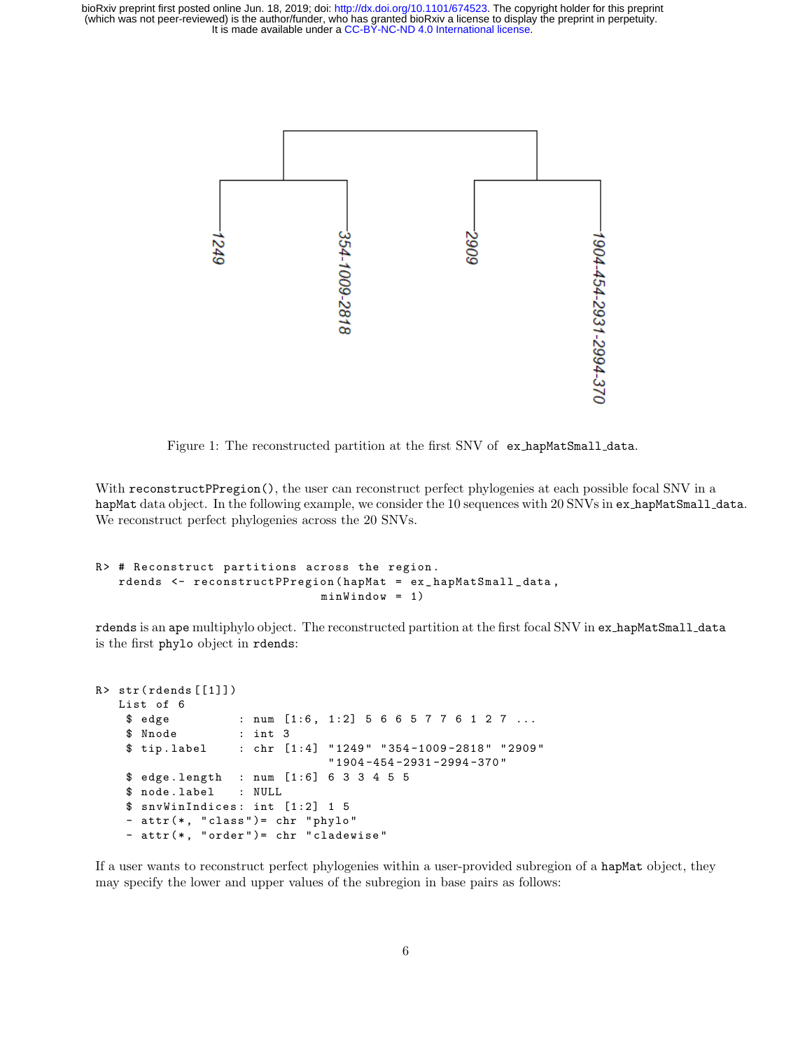Figure 1: The reconstructed partition at the first SNV of ex_hapMatSmall_data.

With reconstructPPregion(), the user can reconstruct perfect phylogenies at each possible focal SNV in a hapMat data object. In the following example, we consider the 10 sequences with 20 SNVs in ex_hapMatSmall_data. We reconstruct perfect phylogenies across the 20 SNVs.

```
R> # Reconstruct partitions across the region.
   rdends <- reconstructPPregion(hapMat = ex_hapMatSmall_data,
                                 minWindow = 1)
```

rdends is an ape multiphylo object. The reconstructed partition at the first focal SNV in ex_hapMatSmall_data is the first phylo object in rdends:

```
R> str(rdends[[1]])
   List of 6
    $ edge          : num [1:6, 1:2] 5 6 6 5 7 7 6 1 2 7 ...
    $ Nnode         : int 3
    $ tip.label     : chr [1:4] "1249" "354-1009-2818" "2909"
                      "1904-454-2931-2994-370"
    $ edge.length   : num [1:6] 6 3 3 4 5 5
    $ node.label    : NULL
    $ snvWinIndices: int [1:2] 1 5
    - attr(*, "class")= chr "phylo"
    - attr(*, "order")= chr "cladewise"
```

If a user wants to reconstruct perfect phylogenies within a user-provided subregion of a hapMat object, they may specify the lower and upper values of the subregion in base pairs as follows: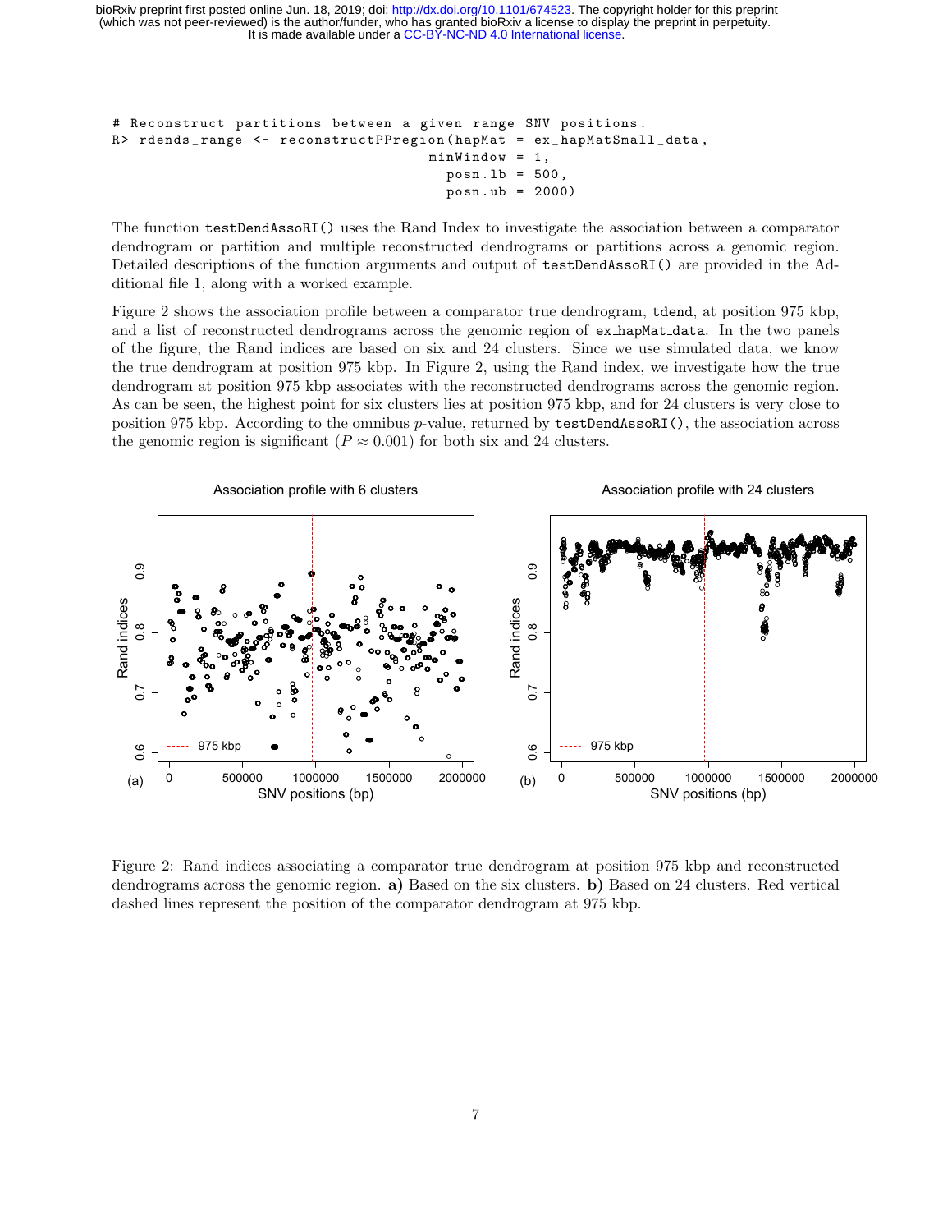```
# Reconstruct partitions between a given range SNV positions.
R> rdends_range <- reconstructPPregion(hapMat = ex_hapMatSmall_data,
                                       minWindow = 1,
                                         posn.lb = 500,
                                         posn.ub = 2000)
```

The function `testDendAssoRI()` uses the Rand Index to investigate the association between a comparator dendrogram or partition and multiple reconstructed dendrograms or partitions across a genomic region. Detailed descriptions of the function arguments and output of `testDendAssoRI()` are provided in the Additional file 1, along with a worked example.

Figure 2 shows the association profile between a comparator true dendrogram, `tdend`, at position 975 kbp, and a list of reconstructed dendrograms across the genomic region of `ex_hapMat_data`. In the two panels of the figure, the Rand indices are based on six and 24 clusters. Since we use simulated data, we know the true dendrogram at position 975 kbp. In Figure 2, using the Rand index, we investigate how the true dendrogram at position 975 kbp associates with the reconstructed dendrograms across the genomic region. As can be seen, the highest point for six clusters lies at position 975 kbp, and for 24 clusters is very close to position 975 kbp. According to the omnibus $p$-value, returned by `testDendAssoRI()`, the association across the genomic region is significant ($P \approx 0.001$) for both six and 24 clusters.

Figure 2: Rand indices associating a comparator true dendrogram at position 975 kbp and reconstructed dendrograms across the genomic region. **a)** Based on the six clusters. **b)** Based on 24 clusters. Red vertical dashed lines represent the position of the comparator dendrogram at 975 kbp.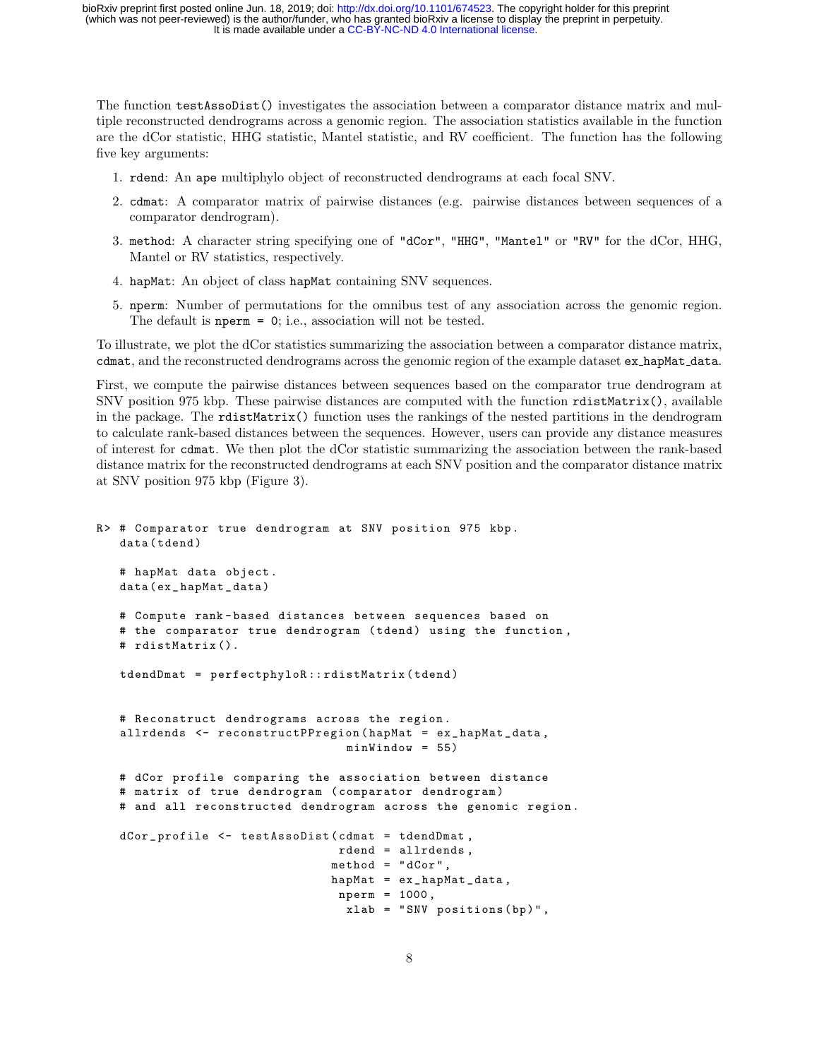The function `testAssoDist()` investigates the association between a comparator distance matrix and multiple reconstructed dendrograms across a genomic region. The association statistics available in the function are the dCor statistic, HHG statistic, Mantel statistic, and RV coefficient. The function has the following five key arguments:

1. `rdend`: An `ape` multiphylo object of reconstructed dendrograms at each focal SNV.
2. `cdmat`: A comparator matrix of pairwise distances (e.g. pairwise distances between sequences of a comparator dendrogram).
3. `method`: A character string specifying one of `"dCor"`, `"HHG"`, `"Mantel"` or `"RV"` for the dCor, HHG, Mantel or RV statistics, respectively.
4. `hapMat`: An object of class `hapMat` containing SNV sequences.
5. `nperm`: Number of permutations for the omnibus test of any association across the genomic region. The default is `nperm = 0`; i.e., association will not be tested.

To illustrate, we plot the dCor statistics summarizing the association between a comparator distance matrix, `cdmat`, and the reconstructed dendrograms across the genomic region of the example dataset `ex_hapMat_data`.

First, we compute the pairwise distances between sequences based on the comparator true dendrogram at SNV position 975 kbp. These pairwise distances are computed with the function `rdistMatrix()`, available in the package. The `rdistMatrix()` function uses the rankings of the nested partitions in the dendrogram to calculate rank-based distances between the sequences. However, users can provide any distance measures of interest for `cdmat`. We then plot the dCor statistic summarizing the association between the rank-based distance matrix for the reconstructed dendrograms at each SNV position and the comparator distance matrix at SNV position 975 kbp (Figure 3).

```
R> # Comparator true dendrogram at SNV position 975 kbp.
   data(tdend)

   # hapMat data object.
   data(ex_hapMat_data)

   # Compute rank-based distances between sequences based on
   # the comparator true dendrogram (tdend) using the function,
   # rdistMatrix().

   tdendDmat = perfectphyloR::rdistMatrix(tdend)


   # Reconstruct dendrograms across the region.
   allrdends <- reconstructPPregion(hapMat = ex_hapMat_data,
                                  minWindow = 55)

   # dCor profile comparing the association between distance
   # matrix of true dendrogram (comparator dendrogram)
   # and all reconstructed dendrogram across the genomic region.

   dCor_profile <- testAssoDist(cdmat = tdendDmat,
                                 rdend = allrdends,
                                method = "dCor",
                                hapMat = ex_hapMat_data,
                                 nperm = 1000,
                                  xlab = "SNV positions(bp)",
```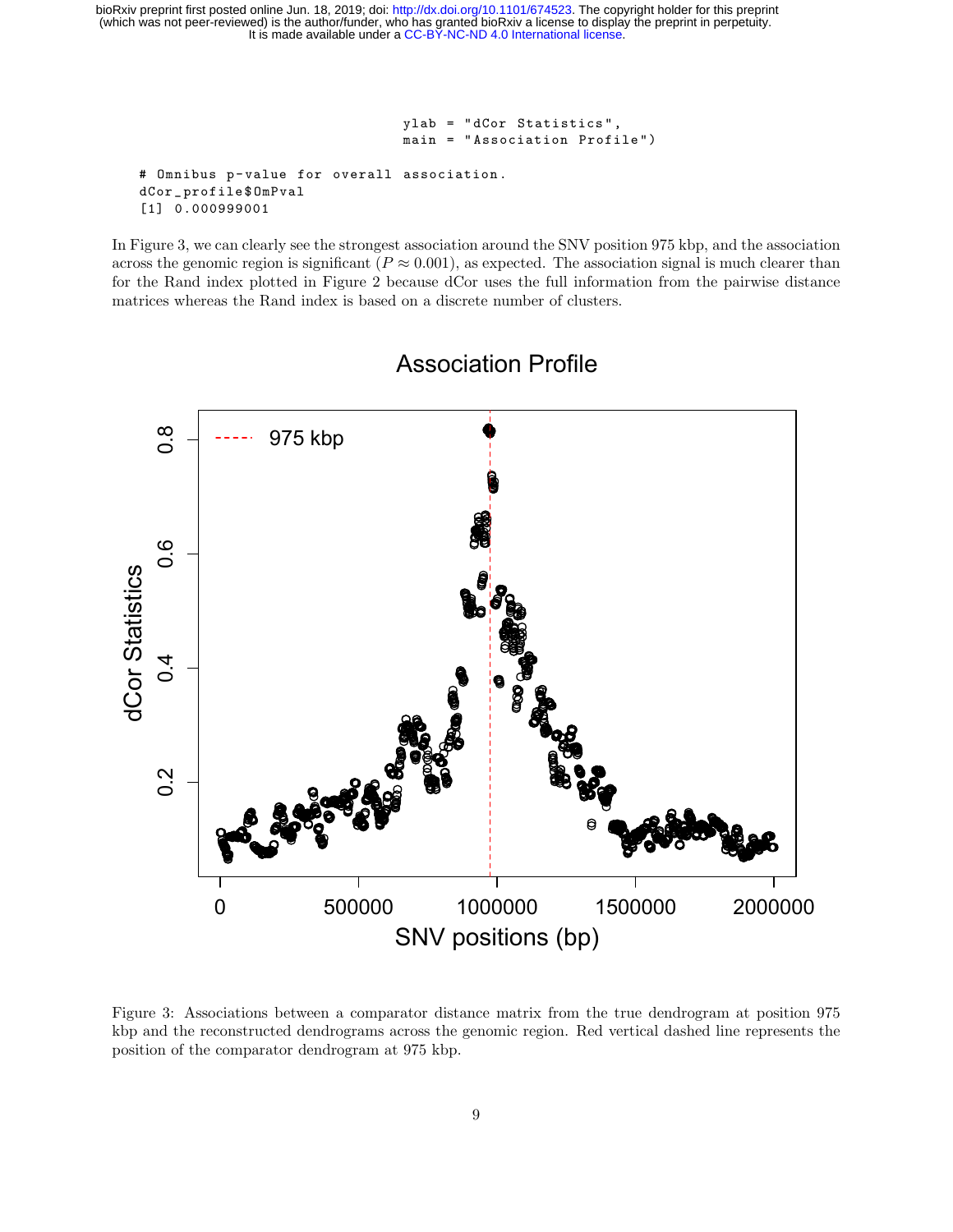```
                                      ylab = "dCor Statistics",
                                      main = "Association Profile")

# Omnibus p-value for overall association.
dCor_profile$OmPval
[1] 0.000999001
```

In Figure 3, we can clearly see the strongest association around the SNV position 975 kbp, and the association across the genomic region is significant ($P \approx 0.001$), as expected. The association signal is much clearer than for the Rand index plotted in Figure 2 because dCor uses the full information from the pairwise distance matrices whereas the Rand index is based on a discrete number of clusters.

Figure 3: Associations between a comparator distance matrix from the true dendrogram at position 975 kbp and the reconstructed dendrograms across the genomic region. Red vertical dashed line represents the position of the comparator dendrogram at 975 kbp.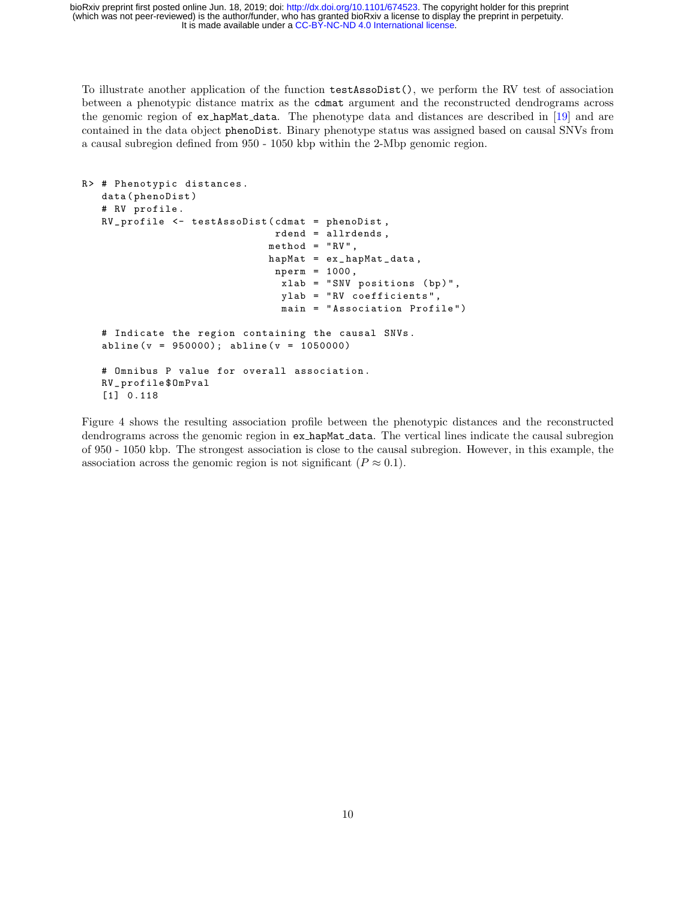To illustrate another application of the function `testAssoDist()`, we perform the RV test of association between a phenotypic distance matrix as the `cdmat` argument and the reconstructed dendrograms across the genomic region of `ex_hapMat_data`. The phenotype data and distances are described in [19] and are contained in the data object `phenoDist`. Binary phenotype status was assigned based on causal SNVs from a causal subregion defined from 950 - 1050 kbp within the 2-Mbp genomic region.

```
R> # Phenotypic distances.
   data(phenoDist)
   # RV profile.
   RV_profile <- testAssoDist(cdmat = phenoDist,
                              rdend = allrdends,
                             method = "RV",
                             hapMat = ex_hapMat_data,
                              nperm = 1000,
                               xlab = "SNV positions (bp)",
                               ylab = "RV coefficients",
                               main = "Association Profile")

   # Indicate the region containing the causal SNVs.
   abline(v = 950000); abline(v = 1050000)

   # Omnibus P value for overall association.
   RV_profile$OmPval
   [1] 0.118
```

Figure 4 shows the resulting association profile between the phenotypic distances and the reconstructed dendrograms across the genomic region in `ex_hapMat_data`. The vertical lines indicate the causal subregion of 950 - 1050 kbp. The strongest association is close to the causal subregion. However, in this example, the association across the genomic region is not significant ($P \approx 0.1$).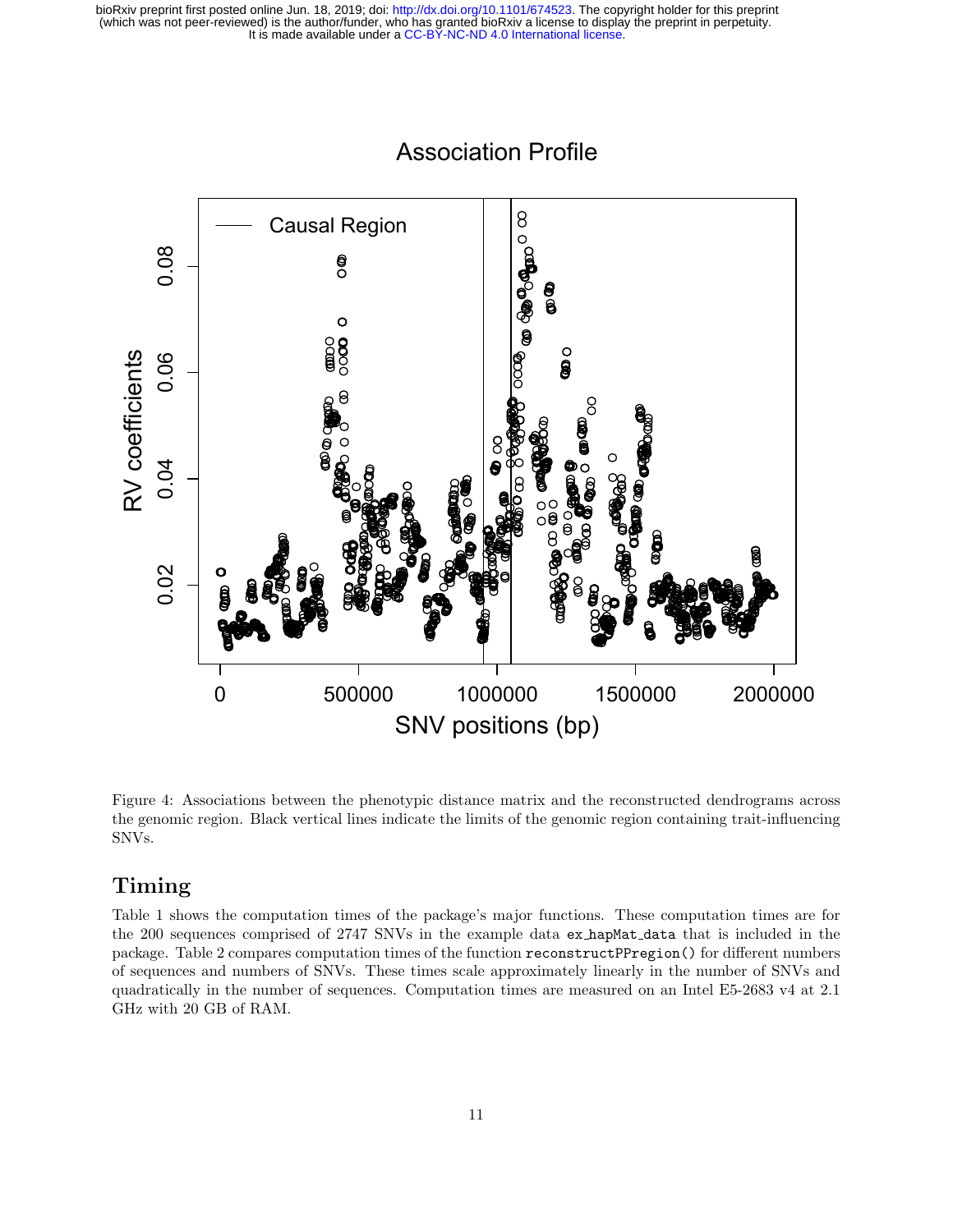Figure 4: Associations between the phenotypic distance matrix and the reconstructed dendrograms across the genomic region. Black vertical lines indicate the limits of the genomic region containing trait-influencing SNVs.

## Timing

Table 1 shows the computation times of the package's major functions. These computation times are for the 200 sequences comprised of 2747 SNVs in the example data `ex_hapMat_data` that is included in the package. Table 2 compares computation times of the function `reconstructPPregion()` for different numbers of sequences and numbers of SNVs. These times scale approximately linearly in the number of SNVs and quadratically in the number of sequences. Computation times are measured on an Intel E5-2683 v4 at 2.1 GHz with 20 GB of RAM.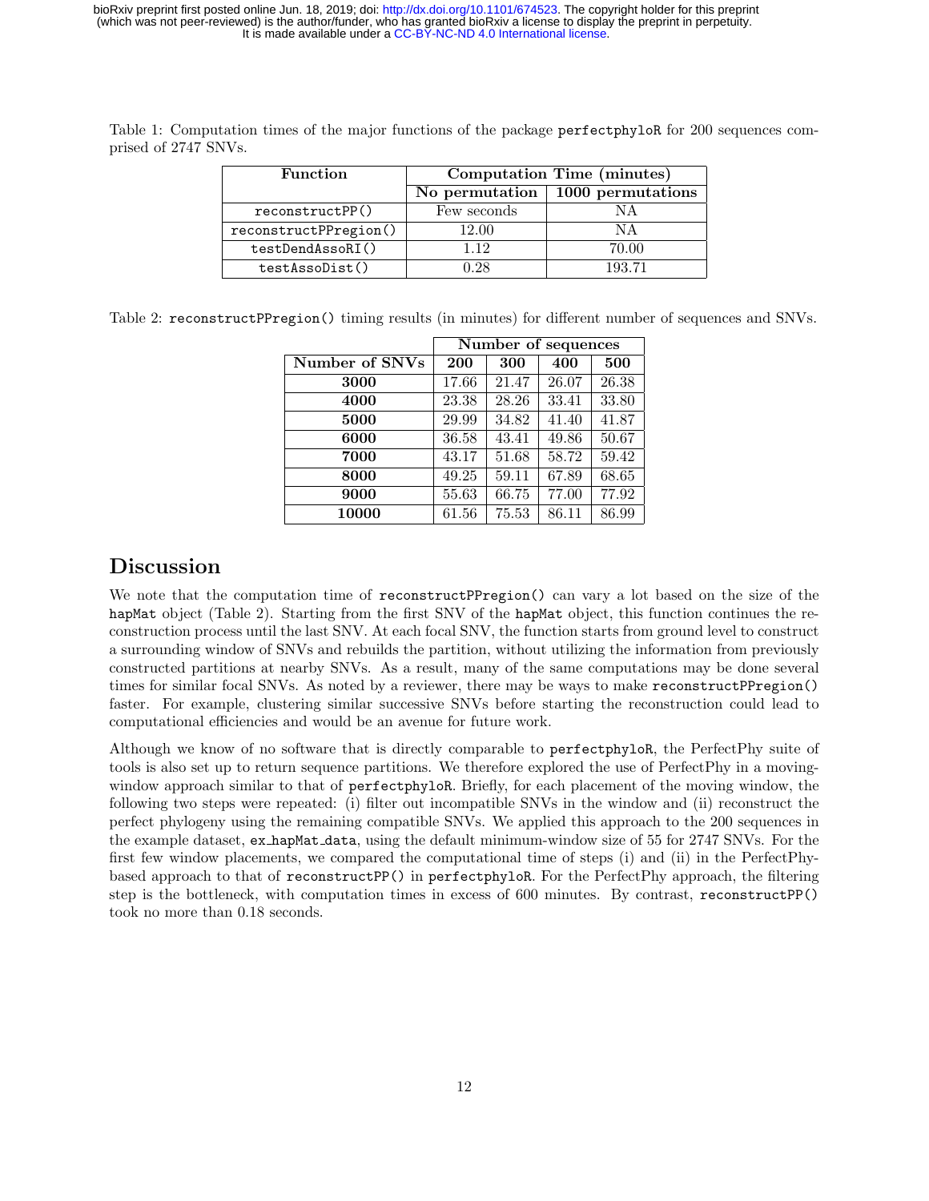Table 1: Computation times of the major functions of the package `perfectphyloR` for 200 sequences comprised of 2747 SNVs.

| Function | Computation Time (minutes) | |
|---|---|---|
| | No permutation | 1000 permutations |
| `reconstructPP()` | Few seconds | NA |
| `reconstructPPregion()` | 12.00 | NA |
| `testDendAssoRI()` | 1.12 | 70.00 |
| `testAssoDist()` | 0.28 | 193.71 |

Table 2: `reconstructPPregion()` timing results (in minutes) for different number of sequences and SNVs.

| | Number of sequences | | | |
|---|---|---|---|---|
| **Number of SNVs** | **200** | **300** | **400** | **500** |
| **3000** | 17.66 | 21.47 | 26.07 | 26.38 |
| **4000** | 23.38 | 28.26 | 33.41 | 33.80 |
| **5000** | 29.99 | 34.82 | 41.40 | 41.87 |
| **6000** | 36.58 | 43.41 | 49.86 | 50.67 |
| **7000** | 43.17 | 51.68 | 58.72 | 59.42 |
| **8000** | 49.25 | 59.11 | 67.89 | 68.65 |
| **9000** | 55.63 | 66.75 | 77.00 | 77.92 |
| **10000** | 61.56 | 75.53 | 86.11 | 86.99 |

# Discussion

We note that the computation time of `reconstructPPregion()` can vary a lot based on the size of the `hapMat` object (Table 2). Starting from the first SNV of the `hapMat` object, this function continues the reconstruction process until the last SNV. At each focal SNV, the function starts from ground level to construct a surrounding window of SNVs and rebuilds the partition, without utilizing the information from previously constructed partitions at nearby SNVs. As a result, many of the same computations may be done several times for similar focal SNVs. As noted by a reviewer, there may be ways to make `reconstructPPregion()` faster. For example, clustering similar successive SNVs before starting the reconstruction could lead to computational efficiencies and would be an avenue for future work.

Although we know of no software that is directly comparable to `perfectphyloR`, the PerfectPhy suite of tools is also set up to return sequence partitions. We therefore explored the use of PerfectPhy in a moving-window approach similar to that of `perfectphyloR`. Briefly, for each placement of the moving window, the following two steps were repeated: (i) filter out incompatible SNVs in the window and (ii) reconstruct the perfect phylogeny using the remaining compatible SNVs. We applied this approach to the 200 sequences in the example dataset, `ex_hapMat_data`, using the default minimum-window size of 55 for 2747 SNVs. For the first few window placements, we compared the computational time of steps (i) and (ii) in the PerfectPhy-based approach to that of `reconstructPP()` in `perfectphyloR`. For the PerfectPhy approach, the filtering step is the bottleneck, with computation times in excess of 600 minutes. By contrast, `reconstructPP()` took no more than 0.18 seconds.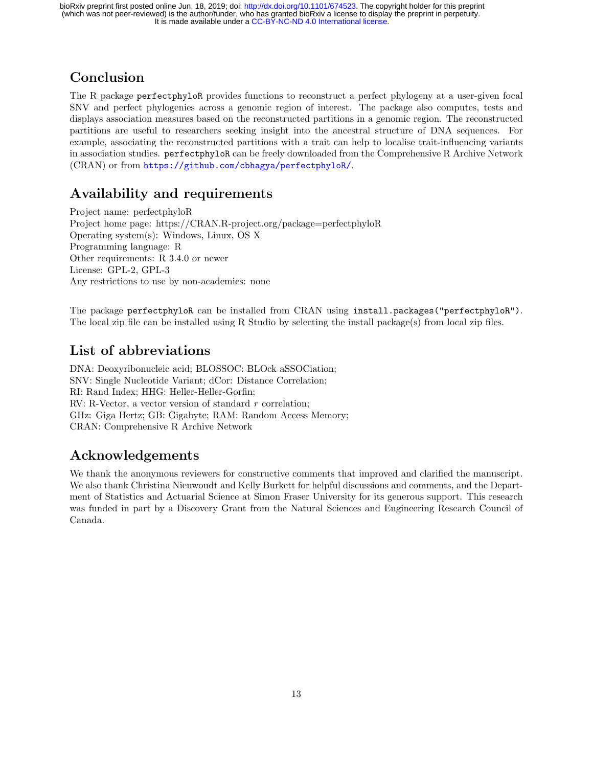## Conclusion

The R package `perfectphyloR` provides functions to reconstruct a perfect phylogeny at a user-given focal SNV and perfect phylogenies across a genomic region of interest. The package also computes, tests and displays association measures based on the reconstructed partitions in a genomic region. The reconstructed partitions are useful to researchers seeking insight into the ancestral structure of DNA sequences. For example, associating the reconstructed partitions with a trait can help to localise trait-influencing variants in association studies. `perfectphyloR` can be freely downloaded from the Comprehensive R Archive Network (CRAN) or from https://github.com/cbhagya/perfectphyloR/.

## Availability and requirements

Project name: perfectphyloR
Project home page: https://CRAN.R-project.org/package=perfectphyloR
Operating system(s): Windows, Linux, OS X
Programming language: R
Other requirements: R 3.4.0 or newer
License: GPL-2, GPL-3
Any restrictions to use by non-academics: none

The package `perfectphyloR` can be installed from CRAN using `install.packages("perfectphyloR")`. The local zip file can be installed using R Studio by selecting the install package(s) from local zip files.

## List of abbreviations

DNA: Deoxyribonucleic acid; BLOSSOC: BLOck aSSOCiation;
SNV: Single Nucleotide Variant; dCor: Distance Correlation;
RI: Rand Index; HHG: Heller-Heller-Gorfin;
RV: R-Vector, a vector version of standard $r$ correlation;
GHz: Giga Hertz; GB: Gigabyte; RAM: Random Access Memory;
CRAN: Comprehensive R Archive Network

## Acknowledgements

We thank the anonymous reviewers for constructive comments that improved and clarified the manuscript. We also thank Christina Nieuwoudt and Kelly Burkett for helpful discussions and comments, and the Department of Statistics and Actuarial Science at Simon Fraser University for its generous support. This research was funded in part by a Discovery Grant from the Natural Sciences and Engineering Research Council of Canada.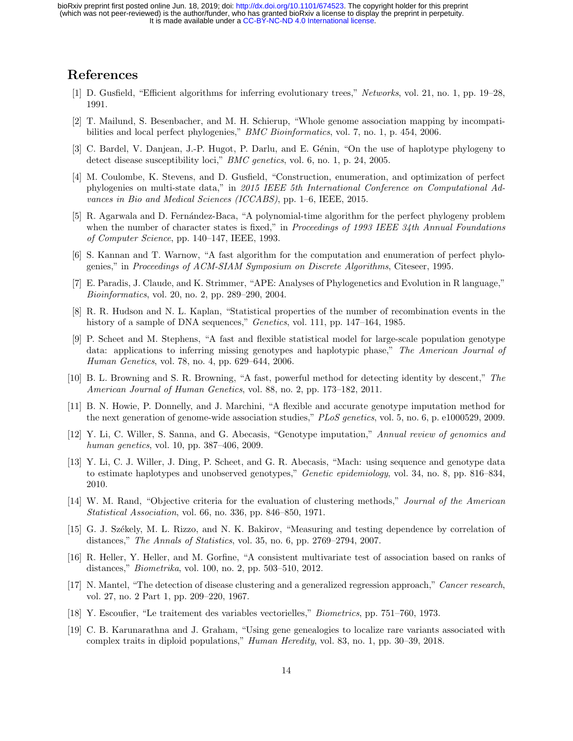# References

[1] D. Gusfield, "Efficient algorithms for inferring evolutionary trees," *Networks*, vol. 21, no. 1, pp. 19–28, 1991.

[2] T. Mailund, S. Besenbacher, and M. H. Schierup, "Whole genome association mapping by incompatibilities and local perfect phylogenies," *BMC Bioinformatics*, vol. 7, no. 1, p. 454, 2006.

[3] C. Bardel, V. Danjean, J.-P. Hugot, P. Darlu, and E. Génin, "On the use of haplotype phylogeny to detect disease susceptibility loci," *BMC genetics*, vol. 6, no. 1, p. 24, 2005.

[4] M. Coulombe, K. Stevens, and D. Gusfield, "Construction, enumeration, and optimization of perfect phylogenies on multi-state data," in *2015 IEEE 5th International Conference on Computational Advances in Bio and Medical Sciences (ICCABS)*, pp. 1–6, IEEE, 2015.

[5] R. Agarwala and D. Fernández-Baca, "A polynomial-time algorithm for the perfect phylogeny problem when the number of character states is fixed," in *Proceedings of 1993 IEEE 34th Annual Foundations of Computer Science*, pp. 140–147, IEEE, 1993.

[6] S. Kannan and T. Warnow, "A fast algorithm for the computation and enumeration of perfect phylogenies," in *Proceedings of ACM-SIAM Symposium on Discrete Algorithms*, Citeseer, 1995.

[7] E. Paradis, J. Claude, and K. Strimmer, "APE: Analyses of Phylogenetics and Evolution in R language," *Bioinformatics*, vol. 20, no. 2, pp. 289–290, 2004.

[8] R. R. Hudson and N. L. Kaplan, "Statistical properties of the number of recombination events in the history of a sample of DNA sequences," *Genetics*, vol. 111, pp. 147–164, 1985.

[9] P. Scheet and M. Stephens, "A fast and flexible statistical model for large-scale population genotype data: applications to inferring missing genotypes and haplotypic phase," *The American Journal of Human Genetics*, vol. 78, no. 4, pp. 629–644, 2006.

[10] B. L. Browning and S. R. Browning, "A fast, powerful method for detecting identity by descent," *The American Journal of Human Genetics*, vol. 88, no. 2, pp. 173–182, 2011.

[11] B. N. Howie, P. Donnelly, and J. Marchini, "A flexible and accurate genotype imputation method for the next generation of genome-wide association studies," *PLoS genetics*, vol. 5, no. 6, p. e1000529, 2009.

[12] Y. Li, C. Willer, S. Sanna, and G. Abecasis, "Genotype imputation," *Annual review of genomics and human genetics*, vol. 10, pp. 387–406, 2009.

[13] Y. Li, C. J. Willer, J. Ding, P. Scheet, and G. R. Abecasis, "Mach: using sequence and genotype data to estimate haplotypes and unobserved genotypes," *Genetic epidemiology*, vol. 34, no. 8, pp. 816–834, 2010.

[14] W. M. Rand, "Objective criteria for the evaluation of clustering methods," *Journal of the American Statistical Association*, vol. 66, no. 336, pp. 846–850, 1971.

[15] G. J. Székely, M. L. Rizzo, and N. K. Bakirov, "Measuring and testing dependence by correlation of distances," *The Annals of Statistics*, vol. 35, no. 6, pp. 2769–2794, 2007.

[16] R. Heller, Y. Heller, and M. Gorfine, "A consistent multivariate test of association based on ranks of distances," *Biometrika*, vol. 100, no. 2, pp. 503–510, 2012.

[17] N. Mantel, "The detection of disease clustering and a generalized regression approach," *Cancer research*, vol. 27, no. 2 Part 1, pp. 209–220, 1967.

[18] Y. Escoufier, "Le traitement des variables vectorielles," *Biometrics*, pp. 751–760, 1973.

[19] C. B. Karunarathna and J. Graham, "Using gene genealogies to localize rare variants associated with complex traits in diploid populations," *Human Heredity*, vol. 83, no. 1, pp. 30–39, 2018.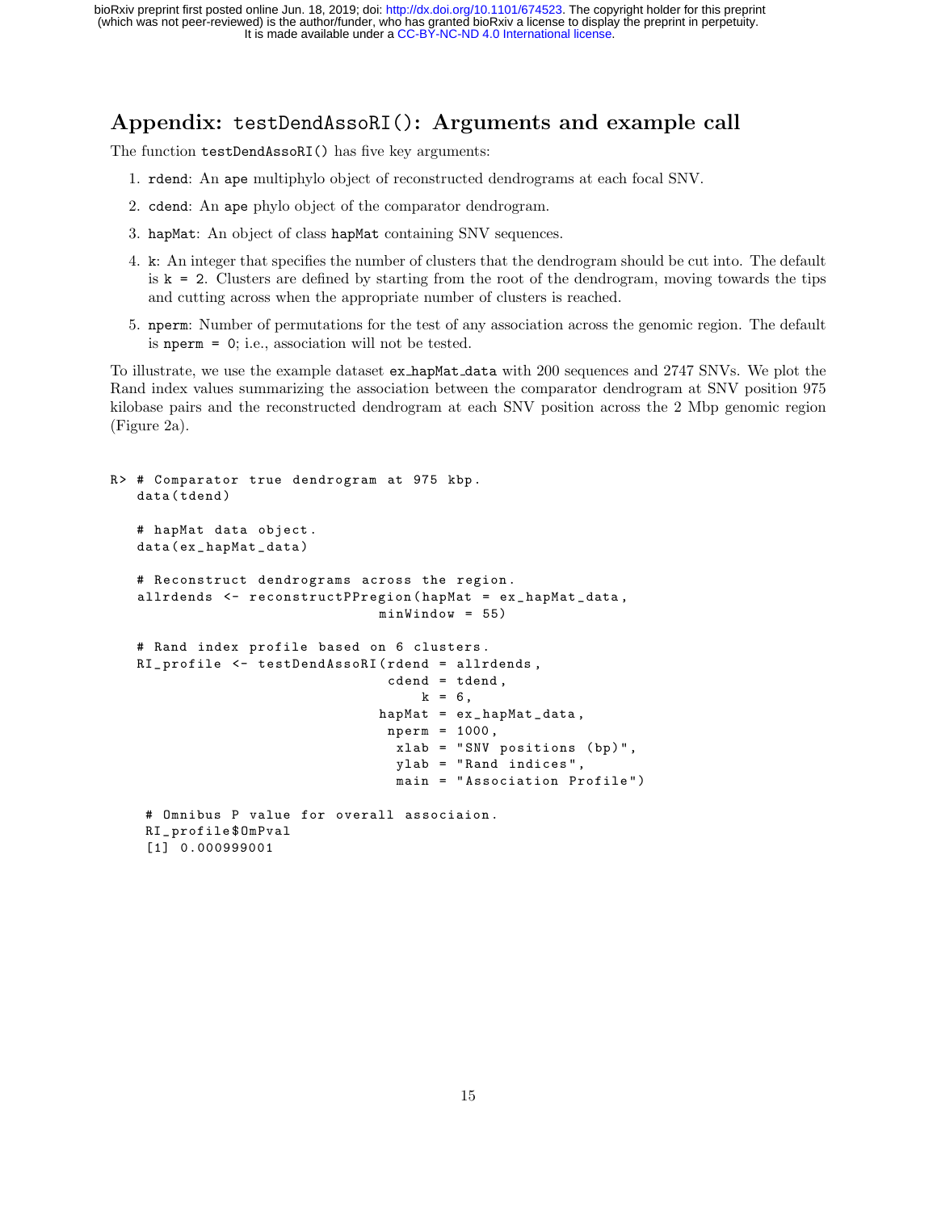## Appendix: testDendAssoRI(): Arguments and example call

The function testDendAssoRI() has five key arguments:

1. rdend: An ape multiphylo object of reconstructed dendrograms at each focal SNV.
2. cdend: An ape phylo object of the comparator dendrogram.
3. hapMat: An object of class hapMat containing SNV sequences.
4. k: An integer that specifies the number of clusters that the dendrogram should be cut into. The default is k = 2. Clusters are defined by starting from the root of the dendrogram, moving towards the tips and cutting across when the appropriate number of clusters is reached.
5. nperm: Number of permutations for the test of any association across the genomic region. The default is nperm = 0; i.e., association will not be tested.

To illustrate, we use the example dataset ex_hapMat_data with 200 sequences and 2747 SNVs. We plot the Rand index values summarizing the association between the comparator dendrogram at SNV position 975 kilobase pairs and the reconstructed dendrogram at each SNV position across the 2 Mbp genomic region (Figure 2a).

```
R> # Comparator true dendrogram at 975 kbp.
   data(tdend)

   # hapMat data object.
   data(ex_hapMat_data)

   # Reconstruct dendrograms across the region.
   allrdends <- reconstructPPregion(hapMat = ex_hapMat_data,
                                  minWindow = 55)

   # Rand index profile based on 6 clusters.
   RI_profile <- testDendAssoRI(rdend = allrdends,
                                 cdend = tdend,
                                     k = 6,
                                hapMat = ex_hapMat_data,
                                 nperm = 1000,
                                  xlab = "SNV positions (bp)",
                                  ylab = "Rand indices",
                                  main = "Association Profile")

    # Omnibus P value for overall associaion.
    RI_profile$OmPval
    [1] 0.000999001
```